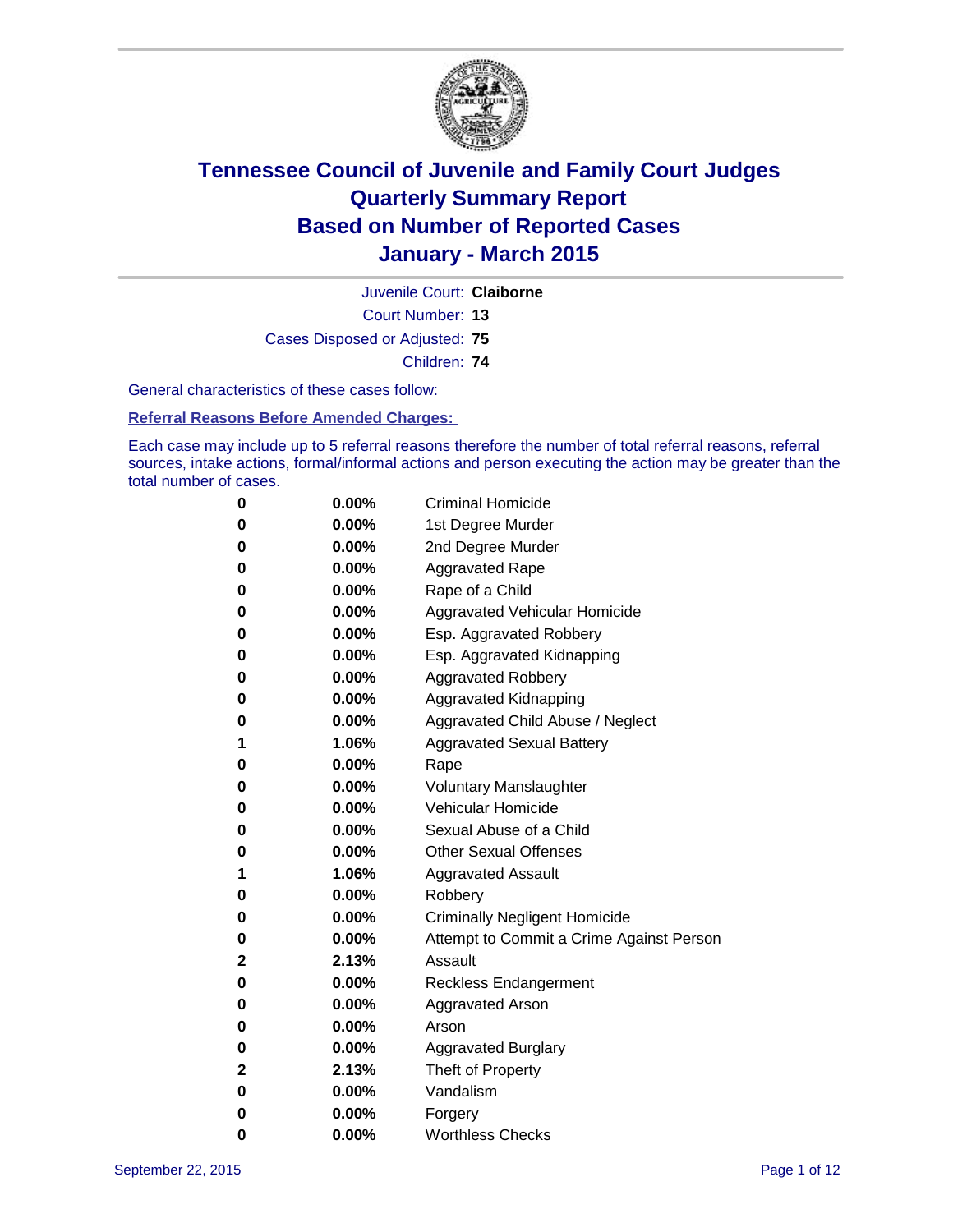# Tennessee Council of Juvenile and Family Court Judges
# Quarterly Summary Report
# Based on Number of Reported Cases
# January - March 2015

Juvenile Court: **Claiborne**

Court Number: **13**

Cases Disposed or Adjusted: **75**

Children: **74**

General characteristics of these cases follow:

**Referral Reasons Before Amended Charges:**

Each case may include up to 5 referral reasons therefore the number of total referral reasons, referral sources, intake actions, formal/informal actions and person executing the action may be greater than the total number of cases.

| | | |
|---|---|---|
| 0 | 0.00% | Criminal Homicide |
| 0 | 0.00% | 1st Degree Murder |
| 0 | 0.00% | 2nd Degree Murder |
| 0 | 0.00% | Aggravated Rape |
| 0 | 0.00% | Rape of a Child |
| 0 | 0.00% | Aggravated Vehicular Homicide |
| 0 | 0.00% | Esp. Aggravated Robbery |
| 0 | 0.00% | Esp. Aggravated Kidnapping |
| 0 | 0.00% | Aggravated Robbery |
| 0 | 0.00% | Aggravated Kidnapping |
| 0 | 0.00% | Aggravated Child Abuse / Neglect |
| 1 | 1.06% | Aggravated Sexual Battery |
| 0 | 0.00% | Rape |
| 0 | 0.00% | Voluntary Manslaughter |
| 0 | 0.00% | Vehicular Homicide |
| 0 | 0.00% | Sexual Abuse of a Child |
| 0 | 0.00% | Other Sexual Offenses |
| 1 | 1.06% | Aggravated Assault |
| 0 | 0.00% | Robbery |
| 0 | 0.00% | Criminally Negligent Homicide |
| 0 | 0.00% | Attempt to Commit a Crime Against Person |
| 2 | 2.13% | Assault |
| 0 | 0.00% | Reckless Endangerment |
| 0 | 0.00% | Aggravated Arson |
| 0 | 0.00% | Arson |
| 0 | 0.00% | Aggravated Burglary |
| 2 | 2.13% | Theft of Property |
| 0 | 0.00% | Vandalism |
| 0 | 0.00% | Forgery |
| 0 | 0.00% | Worthless Checks |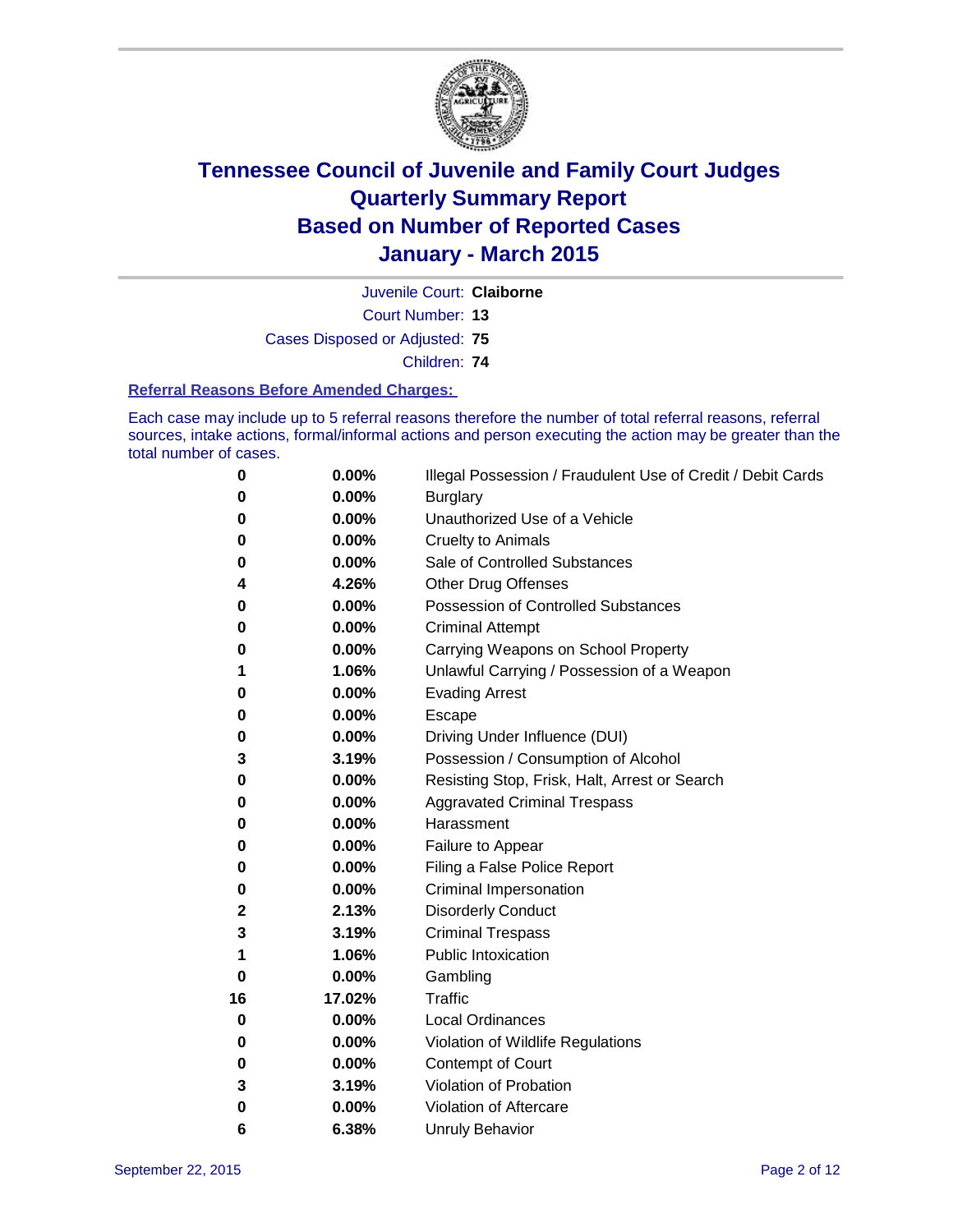# Tennessee Council of Juvenile and Family Court Judges
## Quarterly Summary Report
## Based on Number of Reported Cases
## January - March 2015

Juvenile Court: **Claiborne**
Court Number: **13**
Cases Disposed or Adjusted: **75**
Children: **74**

### Referral Reasons Before Amended Charges:

Each case may include up to 5 referral reasons therefore the number of total referral reasons, referral sources, intake actions, formal/informal actions and person executing the action may be greater than the total number of cases.

| | | |
|---|---|---|
| **0** | **0.00%** | Illegal Possession / Fraudulent Use of Credit / Debit Cards |
| **0** | **0.00%** | Burglary |
| **0** | **0.00%** | Unauthorized Use of a Vehicle |
| **0** | **0.00%** | Cruelty to Animals |
| **0** | **0.00%** | Sale of Controlled Substances |
| **4** | **4.26%** | Other Drug Offenses |
| **0** | **0.00%** | Possession of Controlled Substances |
| **0** | **0.00%** | Criminal Attempt |
| **0** | **0.00%** | Carrying Weapons on School Property |
| **1** | **1.06%** | Unlawful Carrying / Possession of a Weapon |
| **0** | **0.00%** | Evading Arrest |
| **0** | **0.00%** | Escape |
| **0** | **0.00%** | Driving Under Influence (DUI) |
| **3** | **3.19%** | Possession / Consumption of Alcohol |
| **0** | **0.00%** | Resisting Stop, Frisk, Halt, Arrest or Search |
| **0** | **0.00%** | Aggravated Criminal Trespass |
| **0** | **0.00%** | Harassment |
| **0** | **0.00%** | Failure to Appear |
| **0** | **0.00%** | Filing a False Police Report |
| **0** | **0.00%** | Criminal Impersonation |
| **2** | **2.13%** | Disorderly Conduct |
| **3** | **3.19%** | Criminal Trespass |
| **1** | **1.06%** | Public Intoxication |
| **0** | **0.00%** | Gambling |
| **16** | **17.02%** | Traffic |
| **0** | **0.00%** | Local Ordinances |
| **0** | **0.00%** | Violation of Wildlife Regulations |
| **0** | **0.00%** | Contempt of Court |
| **3** | **3.19%** | Violation of Probation |
| **0** | **0.00%** | Violation of Aftercare |
| **6** | **6.38%** | Unruly Behavior |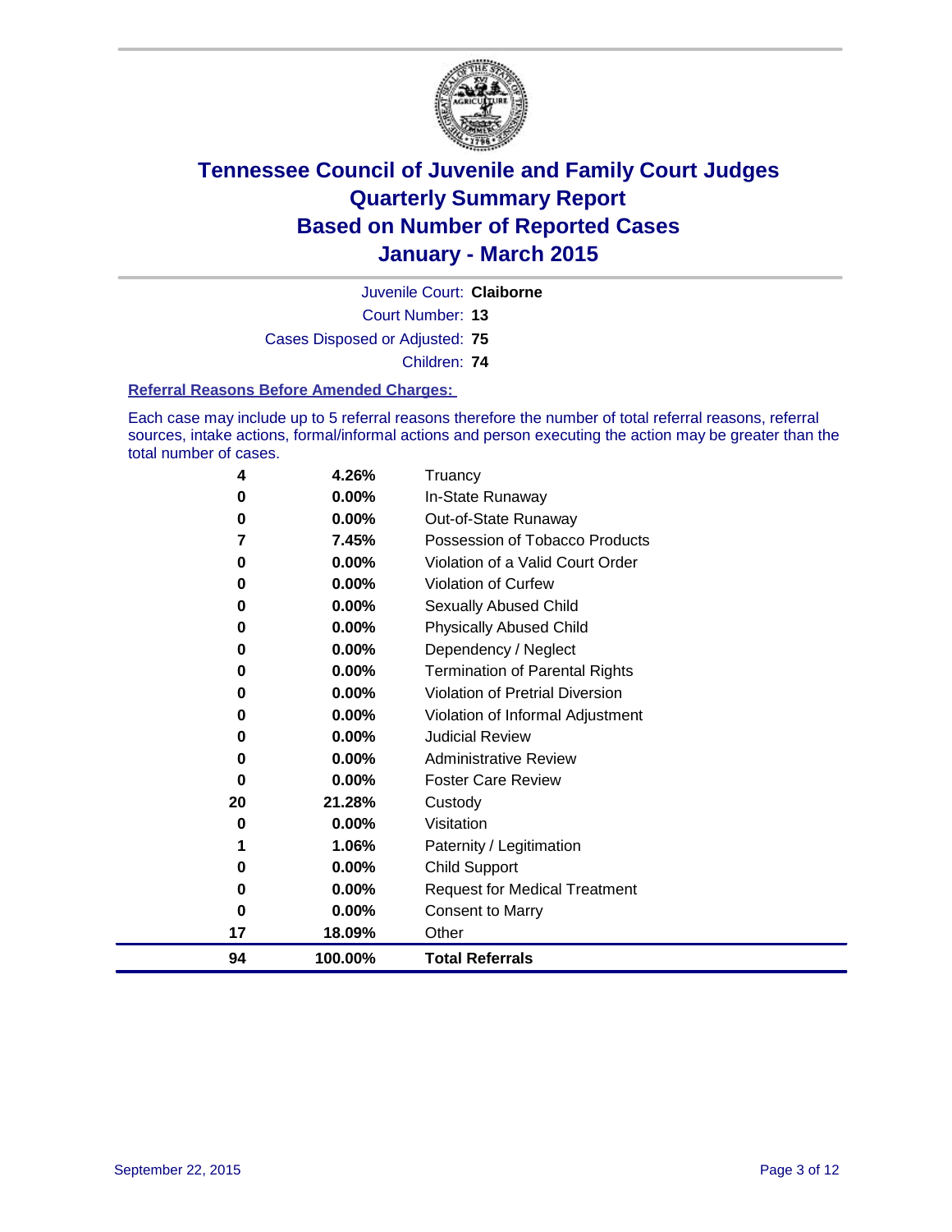# Tennessee Council of Juvenile and Family Court Judges
## Quarterly Summary Report
## Based on Number of Reported Cases
## January - March 2015

Juvenile Court: **Claiborne**

Court Number: **13**

Cases Disposed or Adjusted: **75**

Children: **74**

### Referral Reasons Before Amended Charges:

Each case may include up to 5 referral reasons therefore the number of total referral reasons, referral sources, intake actions, formal/informal actions and person executing the action may be greater than the total number of cases.

| Count | Percent | Referral Reason |
|---|---|---|
| 4 | 4.26% | Truancy |
| 0 | 0.00% | In-State Runaway |
| 0 | 0.00% | Out-of-State Runaway |
| 7 | 7.45% | Possession of Tobacco Products |
| 0 | 0.00% | Violation of a Valid Court Order |
| 0 | 0.00% | Violation of Curfew |
| 0 | 0.00% | Sexually Abused Child |
| 0 | 0.00% | Physically Abused Child |
| 0 | 0.00% | Dependency / Neglect |
| 0 | 0.00% | Termination of Parental Rights |
| 0 | 0.00% | Violation of Pretrial Diversion |
| 0 | 0.00% | Violation of Informal Adjustment |
| 0 | 0.00% | Judicial Review |
| 0 | 0.00% | Administrative Review |
| 0 | 0.00% | Foster Care Review |
| 20 | 21.28% | Custody |
| 0 | 0.00% | Visitation |
| 1 | 1.06% | Paternity / Legitimation |
| 0 | 0.00% | Child Support |
| 0 | 0.00% | Request for Medical Treatment |
| 0 | 0.00% | Consent to Marry |
| 17 | 18.09% | Other |
| **94** | **100.00%** | **Total Referrals** |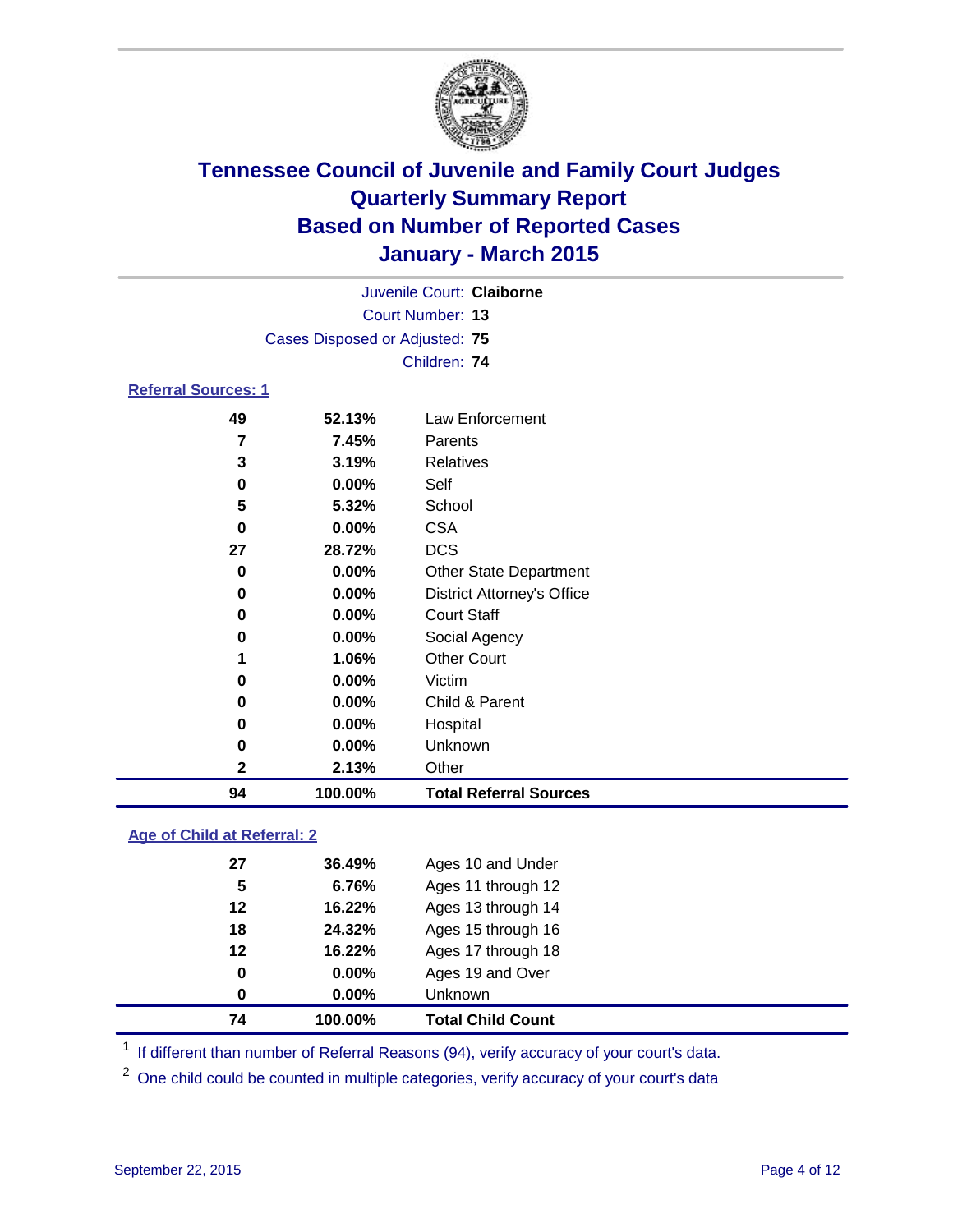# Tennessee Council of Juvenile and Family Court Judges
# Quarterly Summary Report
# Based on Number of Reported Cases
# January - March 2015

Juvenile Court: **Claiborne**

Court Number: **13**

Cases Disposed or Adjusted: **75**

Children: **74**

### Referral Sources: 1

| | | |
|---|---|---|
| **49** | **52.13%** | Law Enforcement |
| **7** | **7.45%** | Parents |
| **3** | **3.19%** | Relatives |
| **0** | **0.00%** | Self |
| **5** | **5.32%** | School |
| **0** | **0.00%** | CSA |
| **27** | **28.72%** | DCS |
| **0** | **0.00%** | Other State Department |
| **0** | **0.00%** | District Attorney's Office |
| **0** | **0.00%** | Court Staff |
| **0** | **0.00%** | Social Agency |
| **1** | **1.06%** | Other Court |
| **0** | **0.00%** | Victim |
| **0** | **0.00%** | Child & Parent |
| **0** | **0.00%** | Hospital |
| **0** | **0.00%** | Unknown |
| **2** | **2.13%** | Other |
| **94** | **100.00%** | **Total Referral Sources** |

### Age of Child at Referral: 2

| | | |
|---|---|---|
| **27** | **36.49%** | Ages 10 and Under |
| **5** | **6.76%** | Ages 11 through 12 |
| **12** | **16.22%** | Ages 13 through 14 |
| **18** | **24.32%** | Ages 15 through 16 |
| **12** | **16.22%** | Ages 17 through 18 |
| **0** | **0.00%** | Ages 19 and Over |
| **0** | **0.00%** | Unknown |
| **74** | **100.00%** | **Total Child Count** |

[1] If different than number of Referral Reasons (94), verify accuracy of your court's data.

[2] One child could be counted in multiple categories, verify accuracy of your court's data

September 22, 2015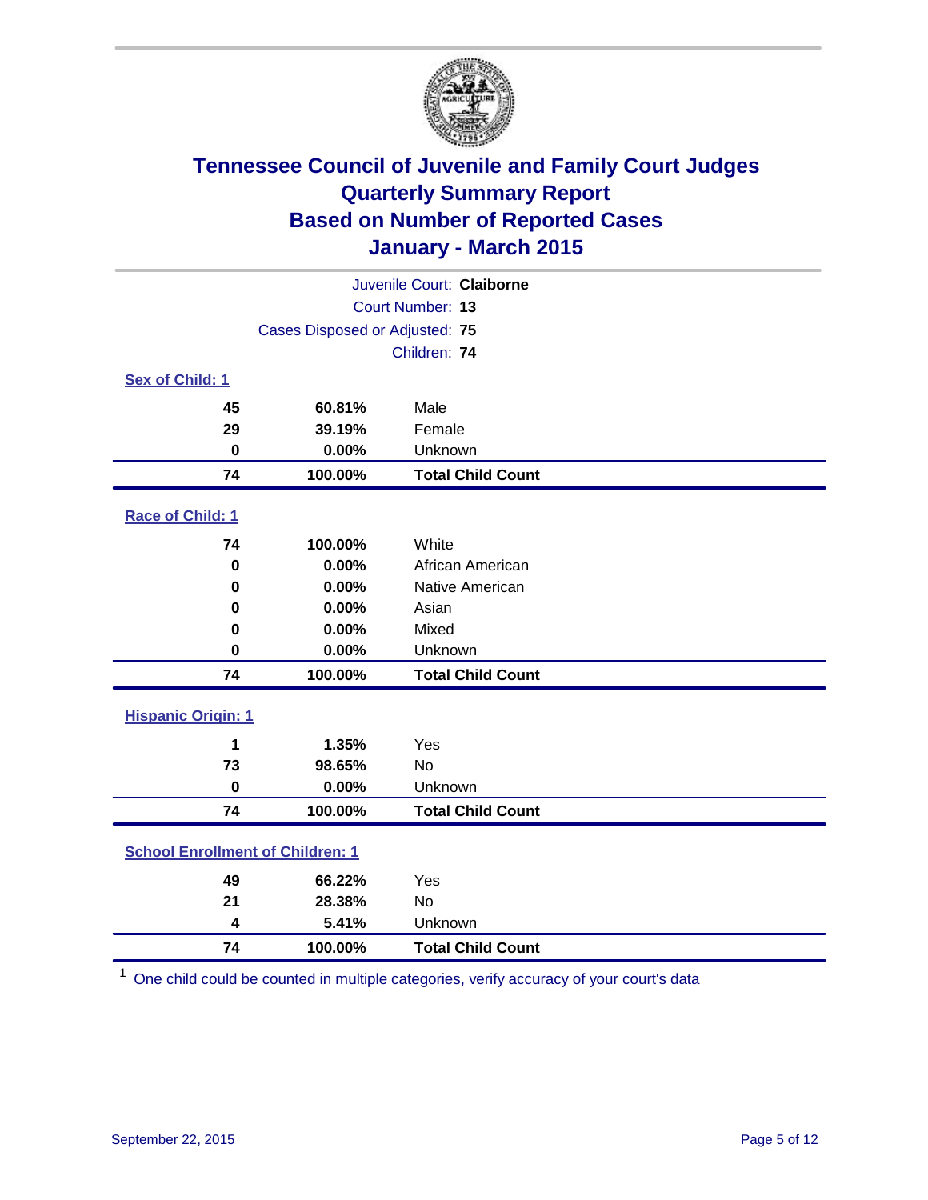# Tennessee Council of Juvenile and Family Court Judges
## Quarterly Summary Report
## Based on Number of Reported Cases
## January - March 2015

Juvenile Court: **Claiborne**
Court Number: **13**
Cases Disposed or Adjusted: **75**
Children: **74**

### Sex of Child: 1

| Count | Percent | Category |
|---|---|---|
| 45 | 60.81% | Male |
| 29 | 39.19% | Female |
| 0 | 0.00% | Unknown |
| **74** | **100.00%** | **Total Child Count** |

### Race of Child: 1

| Count | Percent | Category |
|---|---|---|
| 74 | 100.00% | White |
| 0 | 0.00% | African American |
| 0 | 0.00% | Native American |
| 0 | 0.00% | Asian |
| 0 | 0.00% | Mixed |
| 0 | 0.00% | Unknown |
| **74** | **100.00%** | **Total Child Count** |

### Hispanic Origin: 1

| Count | Percent | Category |
|---|---|---|
| 1 | 1.35% | Yes |
| 73 | 98.65% | No |
| 0 | 0.00% | Unknown |
| **74** | **100.00%** | **Total Child Count** |

### School Enrollment of Children: 1

| Count | Percent | Category |
|---|---|---|
| 49 | 66.22% | Yes |
| 21 | 28.38% | No |
| 4 | 5.41% | Unknown |
| **74** | **100.00%** | **Total Child Count** |

[1] One child could be counted in multiple categories, verify accuracy of your court's data

September 22, 2015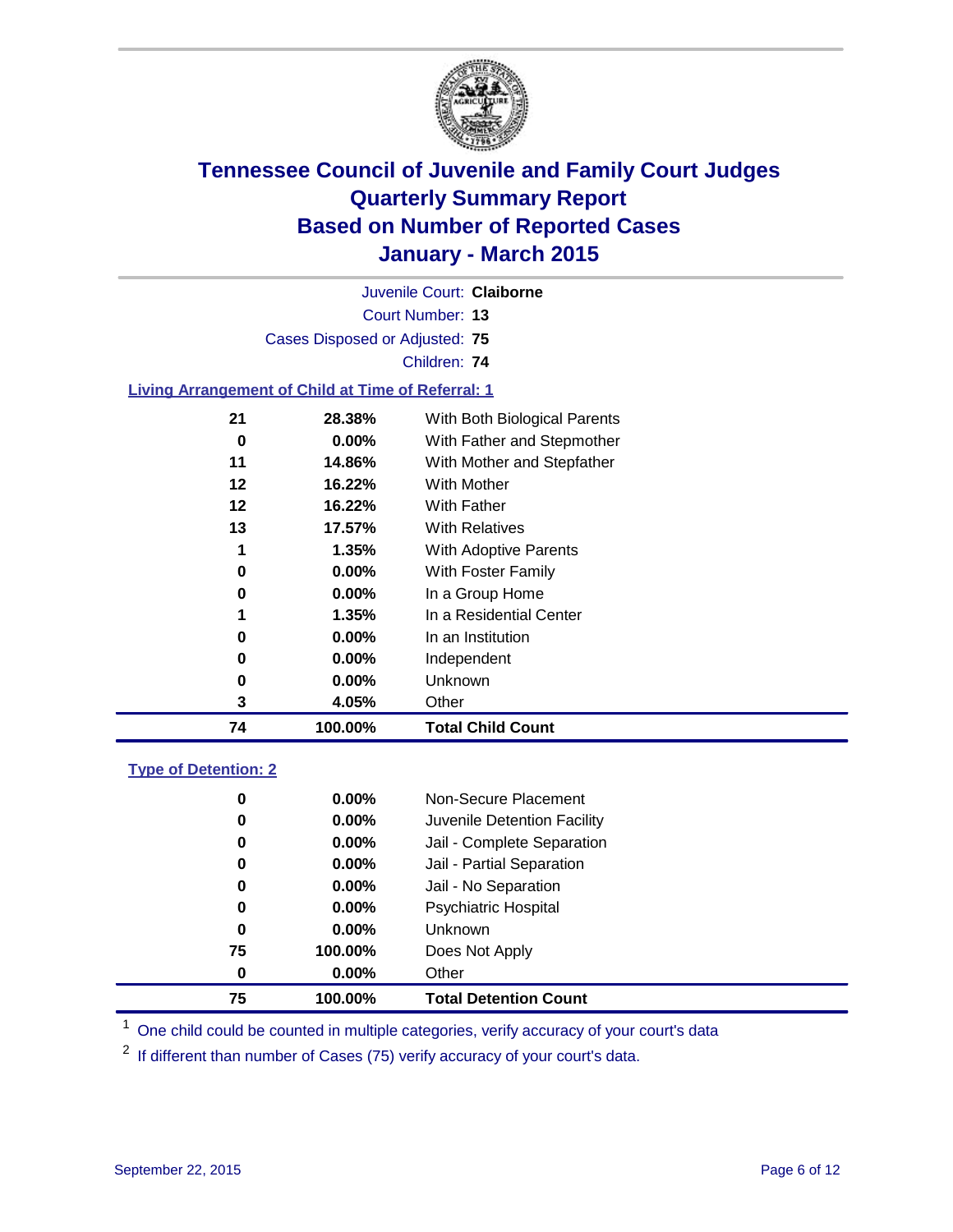# Tennessee Council of Juvenile and Family Court Judges
# Quarterly Summary Report
# Based on Number of Reported Cases
# January - March 2015

Juvenile Court: **Claiborne**

Court Number: **13**

Cases Disposed or Adjusted: **75**

Children: **74**

### Living Arrangement of Child at Time of Referral: 1

| Count | Percent | Category |
|---|---|---|
| 21 | 28.38% | With Both Biological Parents |
| 0 | 0.00% | With Father and Stepmother |
| 11 | 14.86% | With Mother and Stepfather |
| 12 | 16.22% | With Mother |
| 12 | 16.22% | With Father |
| 13 | 17.57% | With Relatives |
| 1 | 1.35% | With Adoptive Parents |
| 0 | 0.00% | With Foster Family |
| 0 | 0.00% | In a Group Home |
| 1 | 1.35% | In a Residential Center |
| 0 | 0.00% | In an Institution |
| 0 | 0.00% | Independent |
| 0 | 0.00% | Unknown |
| 3 | 4.05% | Other |
| **74** | **100.00%** | **Total Child Count** |

### Type of Detention: 2

| Count | Percent | Category |
|---|---|---|
| 0 | 0.00% | Non-Secure Placement |
| 0 | 0.00% | Juvenile Detention Facility |
| 0 | 0.00% | Jail - Complete Separation |
| 0 | 0.00% | Jail - Partial Separation |
| 0 | 0.00% | Jail - No Separation |
| 0 | 0.00% | Psychiatric Hospital |
| 0 | 0.00% | Unknown |
| 75 | 100.00% | Does Not Apply |
| 0 | 0.00% | Other |
| **75** | **100.00%** | **Total Detention Count** |

[1] One child could be counted in multiple categories, verify accuracy of your court's data

[2] If different than number of Cases (75) verify accuracy of your court's data.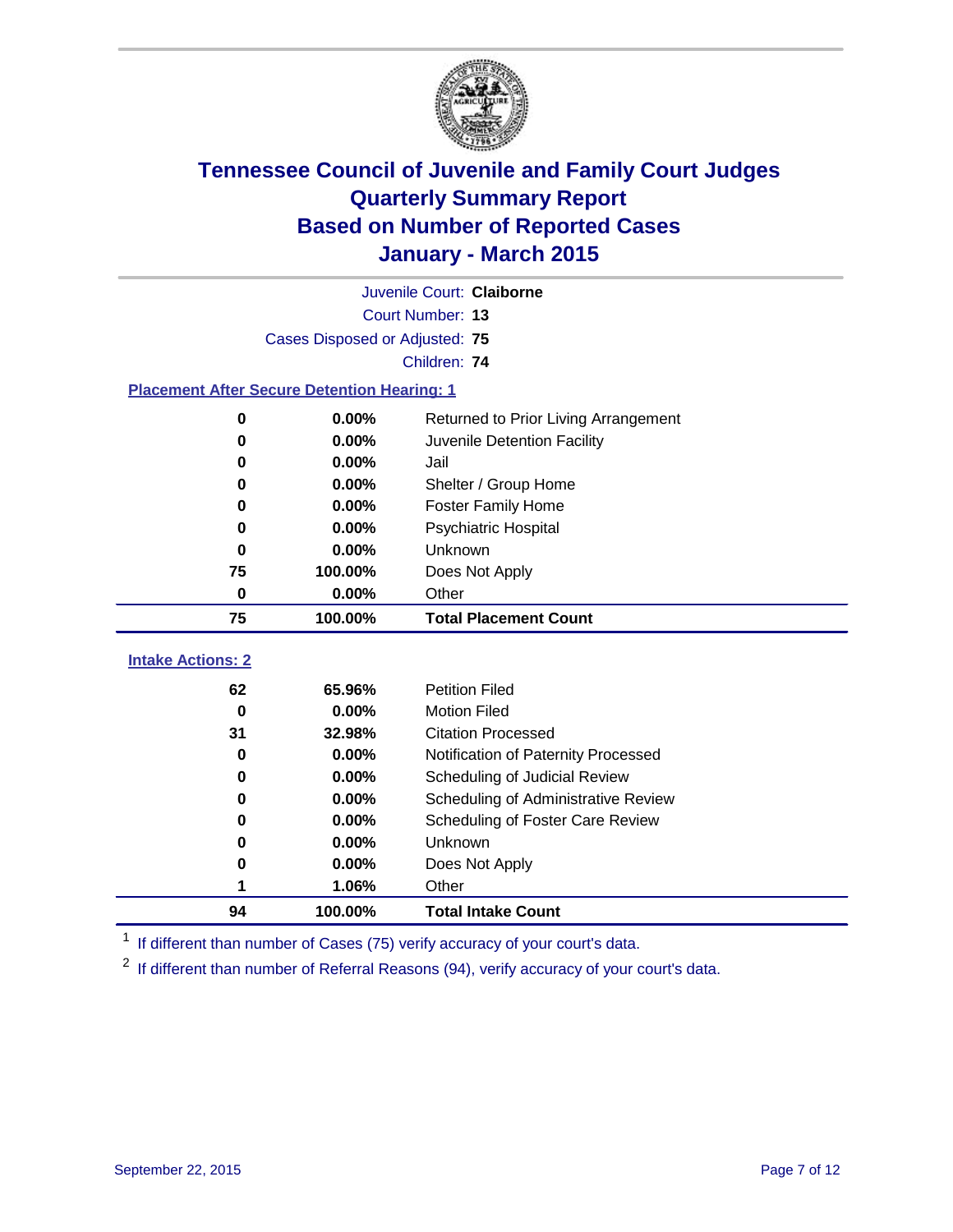# Tennessee Council of Juvenile and Family Court Judges
## Quarterly Summary Report
## Based on Number of Reported Cases
## January - March 2015

Juvenile Court: **Claiborne**

Court Number: **13**

Cases Disposed or Adjusted: **75**

Children: **74**

### Placement After Secure Detention Hearing: 1

| Count | Percent | Placement |
|---|---|---|
| 0 | 0.00% | Returned to Prior Living Arrangement |
| 0 | 0.00% | Juvenile Detention Facility |
| 0 | 0.00% | Jail |
| 0 | 0.00% | Shelter / Group Home |
| 0 | 0.00% | Foster Family Home |
| 0 | 0.00% | Psychiatric Hospital |
| 0 | 0.00% | Unknown |
| 75 | 100.00% | Does Not Apply |
| 0 | 0.00% | Other |
| **75** | **100.00%** | **Total Placement Count** |

### Intake Actions: 2

| Count | Percent | Intake Action |
|---|---|---|
| 62 | 65.96% | Petition Filed |
| 0 | 0.00% | Motion Filed |
| 31 | 32.98% | Citation Processed |
| 0 | 0.00% | Notification of Paternity Processed |
| 0 | 0.00% | Scheduling of Judicial Review |
| 0 | 0.00% | Scheduling of Administrative Review |
| 0 | 0.00% | Scheduling of Foster Care Review |
| 0 | 0.00% | Unknown |
| 0 | 0.00% | Does Not Apply |
| 1 | 1.06% | Other |
| **94** | **100.00%** | **Total Intake Count** |

[1] If different than number of Cases (75) verify accuracy of your court's data.

[2] If different than number of Referral Reasons (94), verify accuracy of your court's data.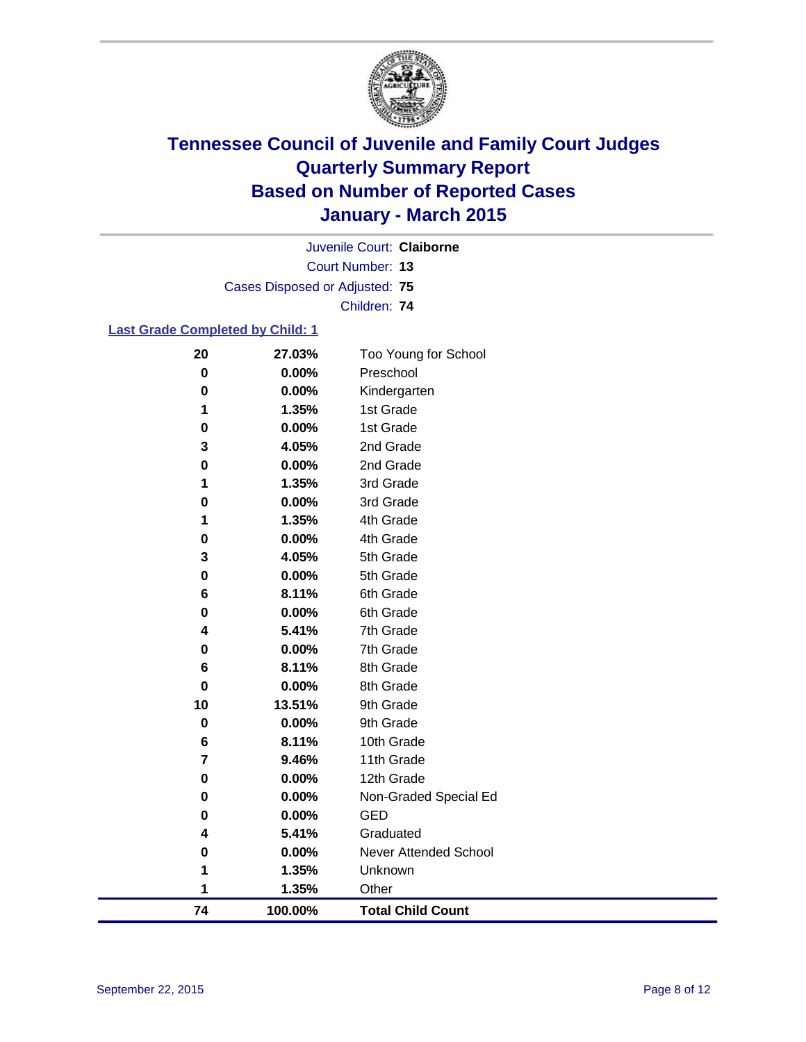# Tennessee Council of Juvenile and Family Court Judges
## Quarterly Summary Report
## Based on Number of Reported Cases
## January - March 2015

Juvenile Court: **Claiborne**

Court Number: **13**

Cases Disposed or Adjusted: **75**

Children: **74**

### Last Grade Completed by Child: 1

| | | |
|---|---|---|
| 20 | 27.03% | Too Young for School |
| 0 | 0.00% | Preschool |
| 0 | 0.00% | Kindergarten |
| 1 | 1.35% | 1st Grade |
| 0 | 0.00% | 1st Grade |
| 3 | 4.05% | 2nd Grade |
| 0 | 0.00% | 2nd Grade |
| 1 | 1.35% | 3rd Grade |
| 0 | 0.00% | 3rd Grade |
| 1 | 1.35% | 4th Grade |
| 0 | 0.00% | 4th Grade |
| 3 | 4.05% | 5th Grade |
| 0 | 0.00% | 5th Grade |
| 6 | 8.11% | 6th Grade |
| 0 | 0.00% | 6th Grade |
| 4 | 5.41% | 7th Grade |
| 0 | 0.00% | 7th Grade |
| 6 | 8.11% | 8th Grade |
| 0 | 0.00% | 8th Grade |
| 10 | 13.51% | 9th Grade |
| 0 | 0.00% | 9th Grade |
| 6 | 8.11% | 10th Grade |
| 7 | 9.46% | 11th Grade |
| 0 | 0.00% | 12th Grade |
| 0 | 0.00% | Non-Graded Special Ed |
| 0 | 0.00% | GED |
| 4 | 5.41% | Graduated |
| 0 | 0.00% | Never Attended School |
| 1 | 1.35% | Unknown |
| 1 | 1.35% | Other |
| **74** | **100.00%** | **Total Child Count** |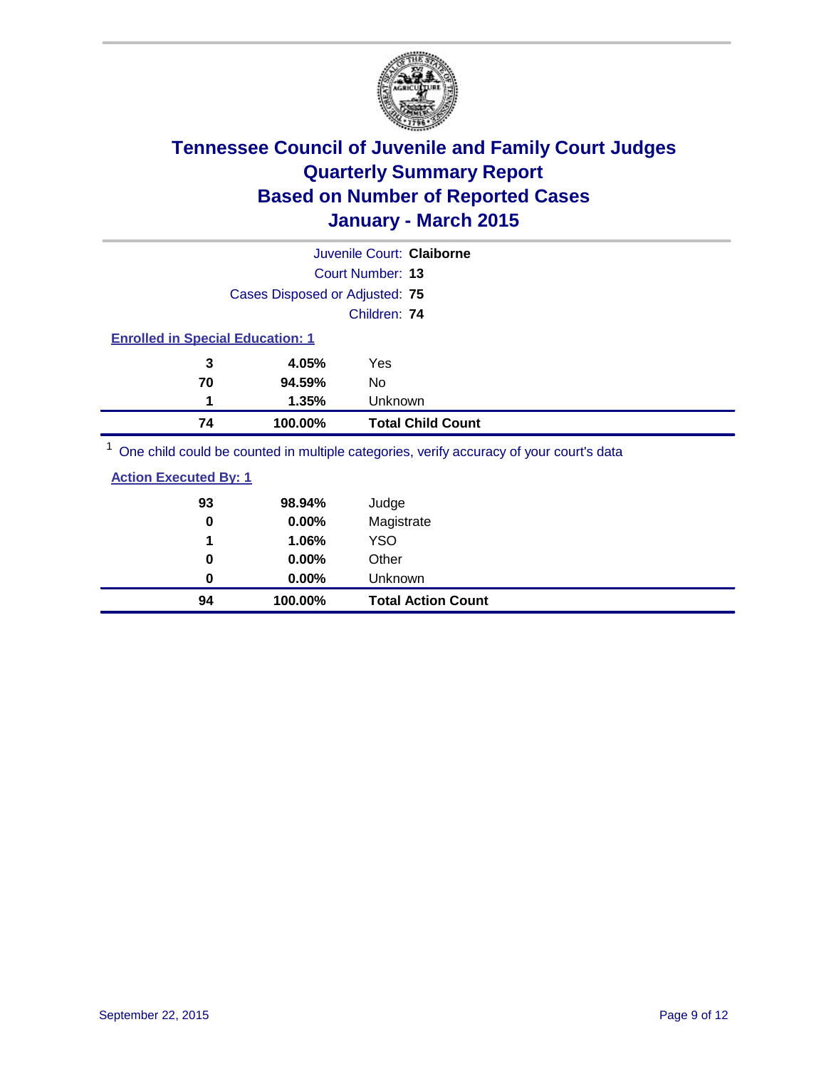# Tennessee Council of Juvenile and Family Court Judges
# Quarterly Summary Report
# Based on Number of Reported Cases
# January - March 2015

Juvenile Court: **Claiborne**

Court Number: **13**

Cases Disposed or Adjusted: **75**

Children: **74**

**Enrolled in Special Education: 1**

| | | |
|---|---|---|
| **3** | **4.05%** | Yes |
| **70** | **94.59%** | No |
| **1** | **1.35%** | Unknown |
| **74** | **100.00%** | **Total Child Count** |

[1] One child could be counted in multiple categories, verify accuracy of your court's data

**Action Executed By: 1**

| | | |
|---|---|---|
| **93** | **98.94%** | Judge |
| **0** | **0.00%** | Magistrate |
| **1** | **1.06%** | YSO |
| **0** | **0.00%** | Other |
| **0** | **0.00%** | Unknown |
| **94** | **100.00%** | **Total Action Count** |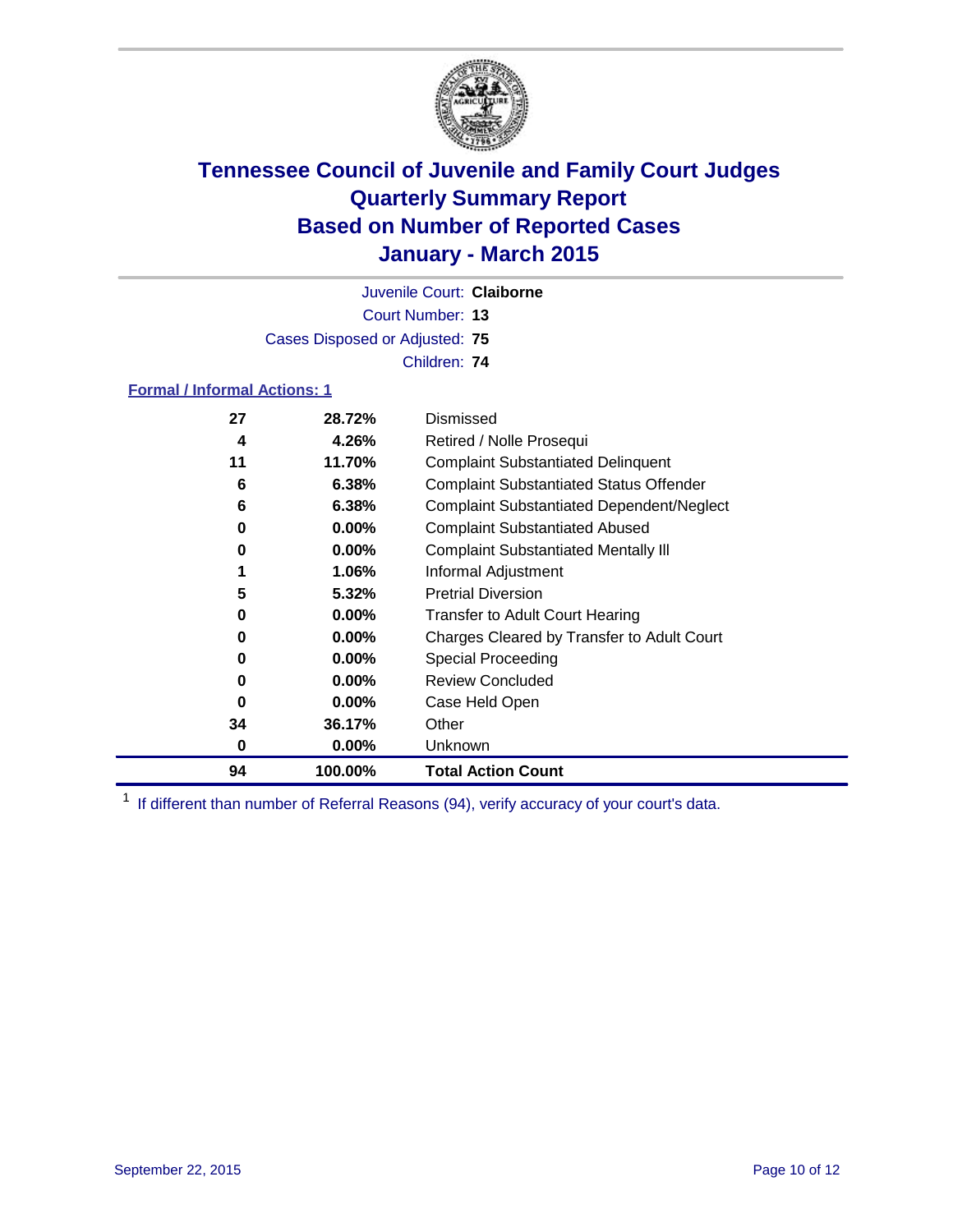# Tennessee Council of Juvenile and Family Court Judges
# Quarterly Summary Report
# Based on Number of Reported Cases
# January - March 2015

Juvenile Court: **Claiborne**
Court Number: **13**
Cases Disposed or Adjusted: **75**
Children: **74**

### Formal / Informal Actions: 1

| Count | Percent | Action |
|---|---|---|
| 27 | 28.72% | Dismissed |
| 4 | 4.26% | Retired / Nolle Prosequi |
| 11 | 11.70% | Complaint Substantiated Delinquent |
| 6 | 6.38% | Complaint Substantiated Status Offender |
| 6 | 6.38% | Complaint Substantiated Dependent/Neglect |
| 0 | 0.00% | Complaint Substantiated Abused |
| 0 | 0.00% | Complaint Substantiated Mentally Ill |
| 1 | 1.06% | Informal Adjustment |
| 5 | 5.32% | Pretrial Diversion |
| 0 | 0.00% | Transfer to Adult Court Hearing |
| 0 | 0.00% | Charges Cleared by Transfer to Adult Court |
| 0 | 0.00% | Special Proceeding |
| 0 | 0.00% | Review Concluded |
| 0 | 0.00% | Case Held Open |
| 34 | 36.17% | Other |
| 0 | 0.00% | Unknown |
| **94** | **100.00%** | **Total Action Count** |

[1] If different than number of Referral Reasons (94), verify accuracy of your court's data.

September 22, 2015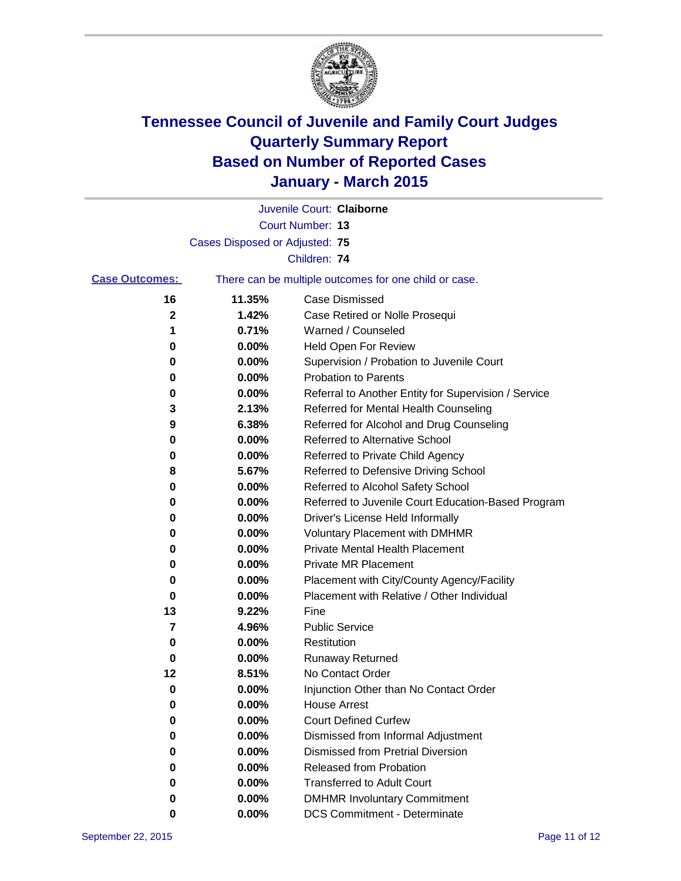# Tennessee Council of Juvenile and Family Court Judges
## Quarterly Summary Report
## Based on Number of Reported Cases
## January - March 2015

Juvenile Court: **Claiborne**
Court Number: **13**
Cases Disposed or Adjusted: **75**
Children: **74**

**Case Outcomes:** There can be multiple outcomes for one child or case.

| Count | Percent | Outcome |
|---|---|---|
| **16** | **11.35%** | Case Dismissed |
| **2** | **1.42%** | Case Retired or Nolle Prosequi |
| **1** | **0.71%** | Warned / Counseled |
| **0** | **0.00%** | Held Open For Review |
| **0** | **0.00%** | Supervision / Probation to Juvenile Court |
| **0** | **0.00%** | Probation to Parents |
| **0** | **0.00%** | Referral to Another Entity for Supervision / Service |
| **3** | **2.13%** | Referred for Mental Health Counseling |
| **9** | **6.38%** | Referred for Alcohol and Drug Counseling |
| **0** | **0.00%** | Referred to Alternative School |
| **0** | **0.00%** | Referred to Private Child Agency |
| **8** | **5.67%** | Referred to Defensive Driving School |
| **0** | **0.00%** | Referred to Alcohol Safety School |
| **0** | **0.00%** | Referred to Juvenile Court Education-Based Program |
| **0** | **0.00%** | Driver's License Held Informally |
| **0** | **0.00%** | Voluntary Placement with DMHMR |
| **0** | **0.00%** | Private Mental Health Placement |
| **0** | **0.00%** | Private MR Placement |
| **0** | **0.00%** | Placement with City/County Agency/Facility |
| **0** | **0.00%** | Placement with Relative / Other Individual |
| **13** | **9.22%** | Fine |
| **7** | **4.96%** | Public Service |
| **0** | **0.00%** | Restitution |
| **0** | **0.00%** | Runaway Returned |
| **12** | **8.51%** | No Contact Order |
| **0** | **0.00%** | Injunction Other than No Contact Order |
| **0** | **0.00%** | House Arrest |
| **0** | **0.00%** | Court Defined Curfew |
| **0** | **0.00%** | Dismissed from Informal Adjustment |
| **0** | **0.00%** | Dismissed from Pretrial Diversion |
| **0** | **0.00%** | Released from Probation |
| **0** | **0.00%** | Transferred to Adult Court |
| **0** | **0.00%** | DMHMR Involuntary Commitment |
| **0** | **0.00%** | DCS Commitment - Determinate |

September 22, 2015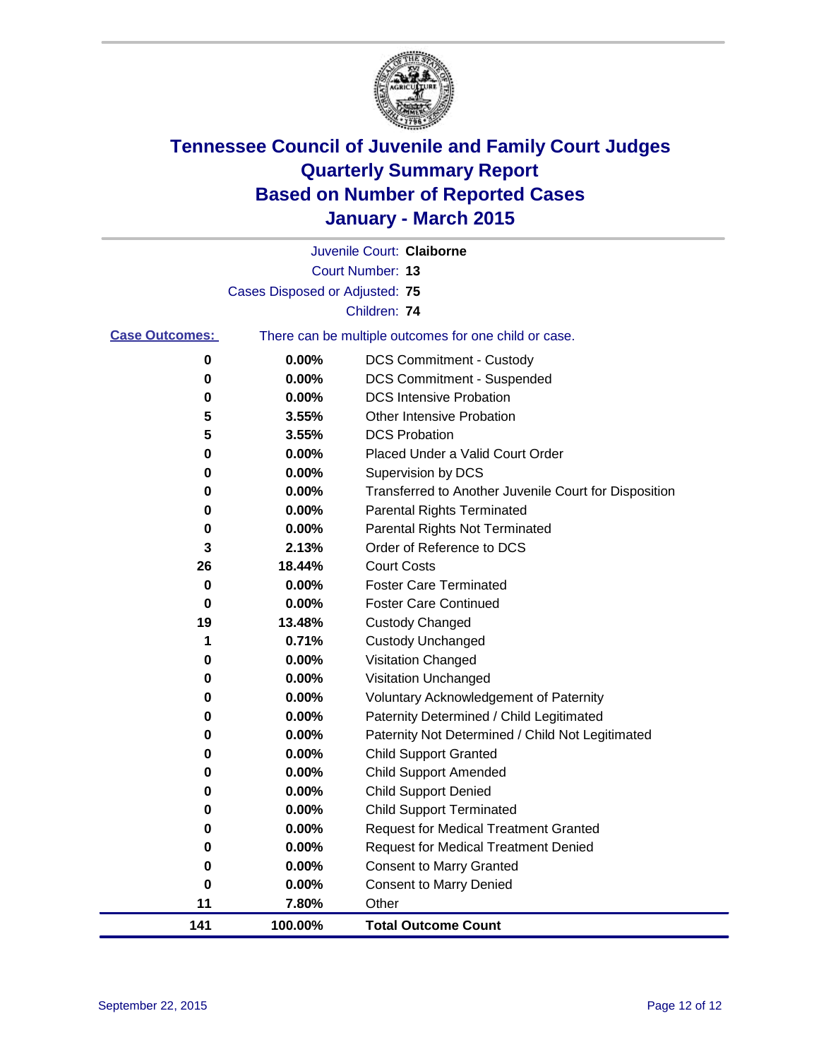# Tennessee Council of Juvenile and Family Court Judges
# Quarterly Summary Report
# Based on Number of Reported Cases
# January - March 2015

Juvenile Court: **Claiborne**

Court Number: **13**

Cases Disposed or Adjusted: **75**

Children: **74**

**Case Outcomes:** There can be multiple outcomes for one child or case.

| | | |
|---|---|---|
| 0 | 0.00% | DCS Commitment - Custody |
| 0 | 0.00% | DCS Commitment - Suspended |
| 0 | 0.00% | DCS Intensive Probation |
| 5 | 3.55% | Other Intensive Probation |
| 5 | 3.55% | DCS Probation |
| 0 | 0.00% | Placed Under a Valid Court Order |
| 0 | 0.00% | Supervision by DCS |
| 0 | 0.00% | Transferred to Another Juvenile Court for Disposition |
| 0 | 0.00% | Parental Rights Terminated |
| 0 | 0.00% | Parental Rights Not Terminated |
| 3 | 2.13% | Order of Reference to DCS |
| 26 | 18.44% | Court Costs |
| 0 | 0.00% | Foster Care Terminated |
| 0 | 0.00% | Foster Care Continued |
| 19 | 13.48% | Custody Changed |
| 1 | 0.71% | Custody Unchanged |
| 0 | 0.00% | Visitation Changed |
| 0 | 0.00% | Visitation Unchanged |
| 0 | 0.00% | Voluntary Acknowledgement of Paternity |
| 0 | 0.00% | Paternity Determined / Child Legitimated |
| 0 | 0.00% | Paternity Not Determined / Child Not Legitimated |
| 0 | 0.00% | Child Support Granted |
| 0 | 0.00% | Child Support Amended |
| 0 | 0.00% | Child Support Denied |
| 0 | 0.00% | Child Support Terminated |
| 0 | 0.00% | Request for Medical Treatment Granted |
| 0 | 0.00% | Request for Medical Treatment Denied |
| 0 | 0.00% | Consent to Marry Granted |
| 0 | 0.00% | Consent to Marry Denied |
| 11 | 7.80% | Other |
| **141** | **100.00%** | **Total Outcome Count** |

September 22, 2015